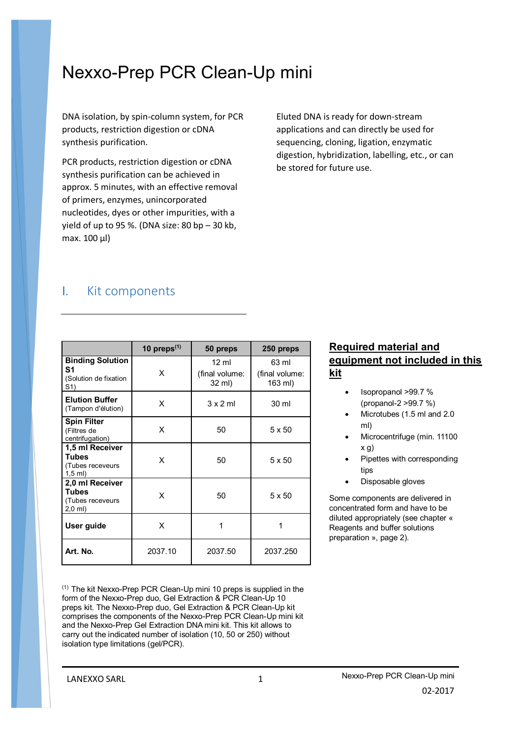# Nexxo-Prep PCR Clean-Up mini

DNA isolation, by spin-column system, for PCR products, restriction digestion or cDNA synthesis purification.

PCR products, restriction digestion or cDNA synthesis purification can be achieved in approx. 5 minutes, with an effective removal of primers, enzymes, unincorporated nucleotides, dyes or other impurities, with a yield of up to 95 %. (DNA size: 80 bp – 30 kb, max. 100 µl)

Eluted DNA is ready for down-stream applications and can directly be used for sequencing, cloning, ligation, enzymatic digestion, hybridization, labelling, etc., or can be stored for future use.

## I. Kit components

| | 10 preps(1) | 50 preps | 250 preps |
|---|---|---|---|
| **Binding Solution S1** (Solution de fixation S1) | X | 12 ml (final volume: 32 ml) | 63 ml (final volume: 163 ml) |
| **Elution Buffer** (Tampon d'élution) | X | 3 x 2 ml | 30 ml |
| **Spin Filter** (Filtres de centrifugation) | X | 50 | 5 x 50 |
| **1,5 ml Receiver Tubes** (Tubes receveurs 1,5 ml) | X | 50 | 5 x 50 |
| **2,0 ml Receiver Tubes** (Tubes receveurs 2,0 ml) | X | 50 | 5 x 50 |
| **User guide** | X | 1 | 1 |
| **Art. No.** | 2037.10 | 2037.50 | 2037.250 |

(1) The kit Nexxo-Prep PCR Clean-Up mini 10 preps is supplied in the form of the Nexxo-Prep duo, Gel Extraction & PCR Clean-Up 10 preps kit. The Nexxo-Prep duo, Gel Extraction & PCR Clean-Up kit comprises the components of the Nexxo-Prep PCR Clean-Up mini kit and the Nexxo-Prep Gel Extraction DNA mini kit. This kit allows to carry out the indicated number of isolation (10, 50 or 250) without isolation type limitations (gel/PCR).

**Required material and equipment not included in this kit**

- Isopropanol >99.7 % (propanol-2 >99.7 %)
- Microtubes (1.5 ml and 2.0 ml)
- Microcentrifuge (min. 11100 x g)
- Pipettes with corresponding tips
- Disposable gloves

Some components are delivered in concentrated form and have to be diluted appropriately (see chapter « Reagents and buffer solutions preparation », page 2).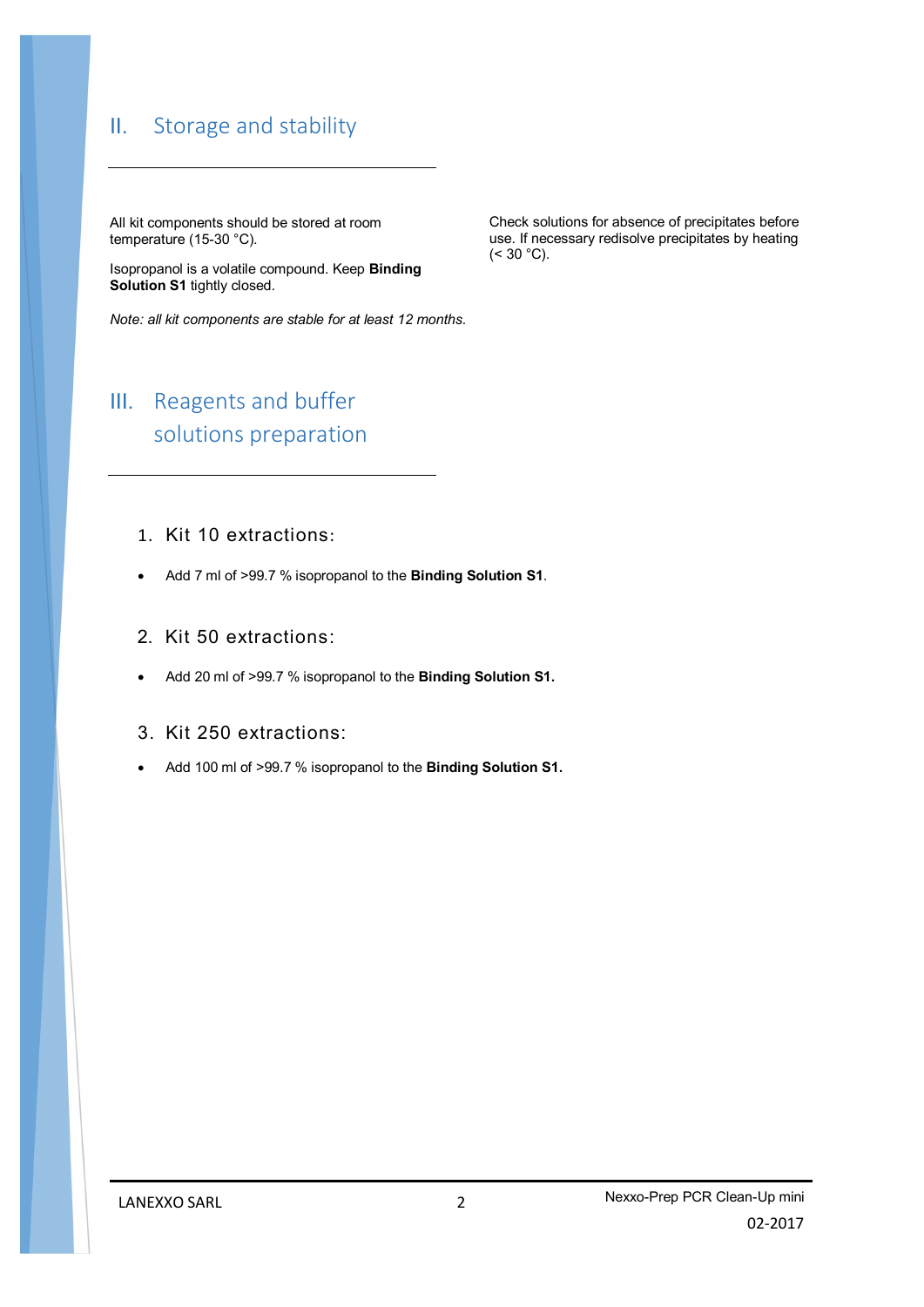## II. Storage and stability

All kit components should be stored at room temperature (15-30 °C).

Isopropanol is a volatile compound. Keep **Binding Solution S1** tightly closed.

*Note: all kit components are stable for at least 12 months.*

Check solutions for absence of precipitates before use. If necessary redisolve precipitates by heating (< 30 °C).

## III. Reagents and buffer solutions preparation

### 1. Kit 10 extractions:

- Add 7 ml of >99.7 % isopropanol to the **Binding Solution S1**.

### 2. Kit 50 extractions:

- Add 20 ml of >99.7 % isopropanol to the **Binding Solution S1.**

### 3. Kit 250 extractions:

- Add 100 ml of >99.7 % isopropanol to the **Binding Solution S1.**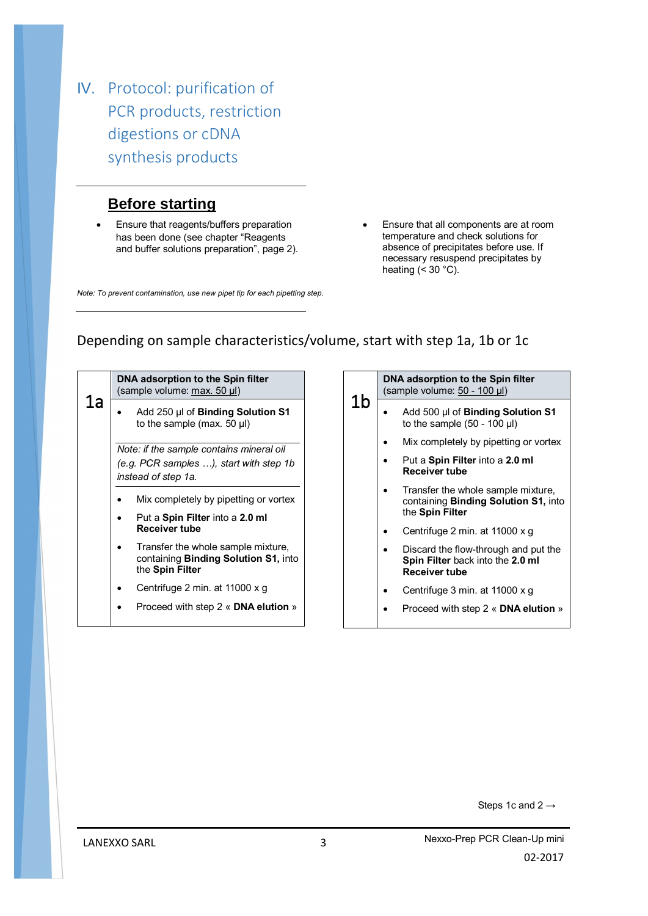# IV. Protocol: purification of PCR products, restriction digestions or cDNA synthesis products

## Before starting

- Ensure that reagents/buffers preparation has been done (see chapter "Reagents and buffer solutions preparation", page 2).
- Ensure that all components are at room temperature and check solutions for absence of precipitates before use. If necessary resuspend precipitates by heating (< 30 °C).

*Note: To prevent contamination, use new pipet tip for each pipetting step.*

Depending on sample characteristics/volume, start with step 1a, 1b or 1c

### 1a

**DNA adsorption to the Spin filter**
(sample volume: max. 50 µl)

- Add 250 µl of **Binding Solution S1** to the sample (max. 50 µl)

*Note: if the sample contains mineral oil (e.g. PCR samples …), start with step 1b instead of step 1a.*

- Mix completely by pipetting or vortex
- Put a **Spin Filter** into a **2.0 ml Receiver tube**
- Transfer the whole sample mixture, containing **Binding Solution S1,** into the **Spin Filter**
- Centrifuge 2 min. at 11000 x g
- Proceed with step 2 « **DNA elution** »

### 1b

**DNA adsorption to the Spin filter**
(sample volume: 50 - 100 µl)

- Add 500 µl of **Binding Solution S1** to the sample (50 - 100 µl)
- Mix completely by pipetting or vortex
- Put a **Spin Filter** into a **2.0 ml Receiver tube**
- Transfer the whole sample mixture, containing **Binding Solution S1,** into the **Spin Filter**
- Centrifuge 2 min. at 11000 x g
- Discard the flow-through and put the **Spin Filter** back into the **2.0 ml Receiver tube**
- Centrifuge 3 min. at 11000 x g
- Proceed with step 2 « **DNA elution** »

Steps 1c and 2 →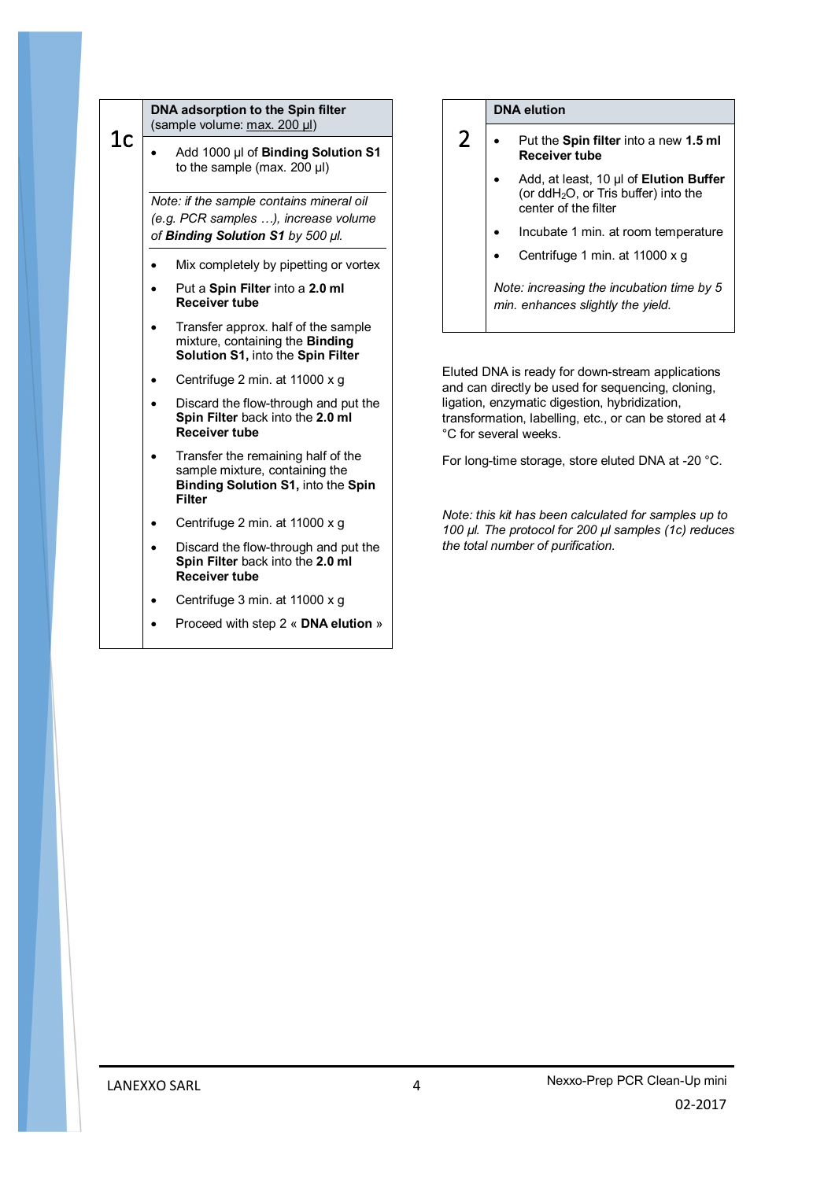## 1c DNA adsorption to the Spin filter

(sample volume: max. 200 µl)

- Add 1000 µl of **Binding Solution S1** to the sample (max. 200 µl)

*Note: if the sample contains mineral oil (e.g. PCR samples …), increase volume of **Binding Solution S1** by 500 µl.*

- Mix completely by pipetting or vortex
- Put a **Spin Filter** into a **2.0 ml Receiver tube**
- Transfer approx. half of the sample mixture, containing the **Binding Solution S1,** into the **Spin Filter**
- Centrifuge 2 min. at 11000 x g
- Discard the flow-through and put the **Spin Filter** back into the **2.0 ml Receiver tube**
- Transfer the remaining half of the sample mixture, containing the **Binding Solution S1,** into the **Spin Filter**
- Centrifuge 2 min. at 11000 x g
- Discard the flow-through and put the **Spin Filter** back into the **2.0 ml Receiver tube**
- Centrifuge 3 min. at 11000 x g
- Proceed with step 2 « **DNA elution** »

## 2 DNA elution

- Put the **Spin filter** into a new **1.5 ml Receiver tube**
- Add, at least, 10 µl of **Elution Buffer** (or $ddH_2O$, or Tris buffer) into the center of the filter
- Incubate 1 min. at room temperature
- Centrifuge 1 min. at 11000 x g

*Note: increasing the incubation time by 5 min. enhances slightly the yield.*

Eluted DNA is ready for down-stream applications and can directly be used for sequencing, cloning, ligation, enzymatic digestion, hybridization, transformation, labelling, etc., or can be stored at 4 °C for several weeks.

For long-time storage, store eluted DNA at -20 °C.

*Note: this kit has been calculated for samples up to 100 µl. The protocol for 200 µl samples (1c) reduces the total number of purification.*